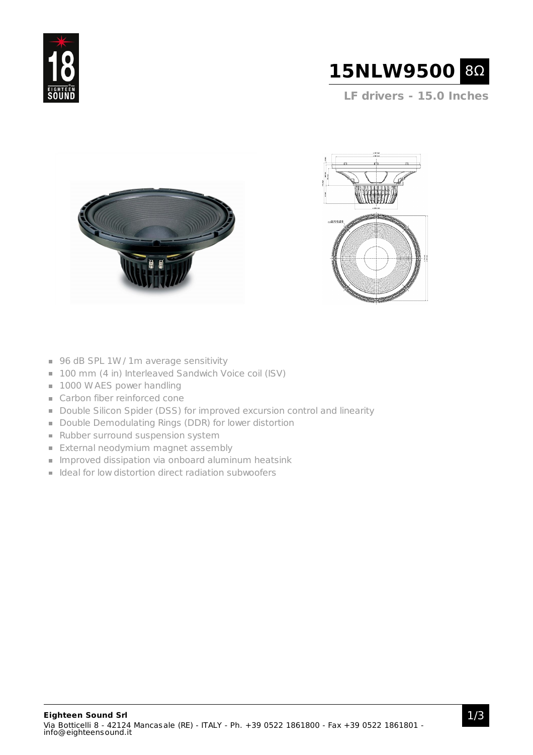# 15NLW9500 8Ω

**LF drivers - 15.0 Inches**

- 96 dB SPL 1W / 1m average sensitivity
- 100 mm (4 in) Interleaved Sandwich Voice coil (ISV)
- 1000 W AES power handling
- Carbon fiber reinforced cone
- Double Silicon Spider (DSS) for improved excursion control and linearity
- Double Demodulating Rings (DDR) for lower distortion
- Rubber surround suspension system
- External neodymium magnet assembly
- Improved dissipation via onboard aluminum heatsink
- Ideal for low distortion direct radiation subwoofers

**Eighteen Sound Srl**
Via Botticelli 8 - 42124 Mancasale (RE) - ITALY - Ph. +39 0522 1861800 - Fax +39 0522 1861801 - info@eighteensound.it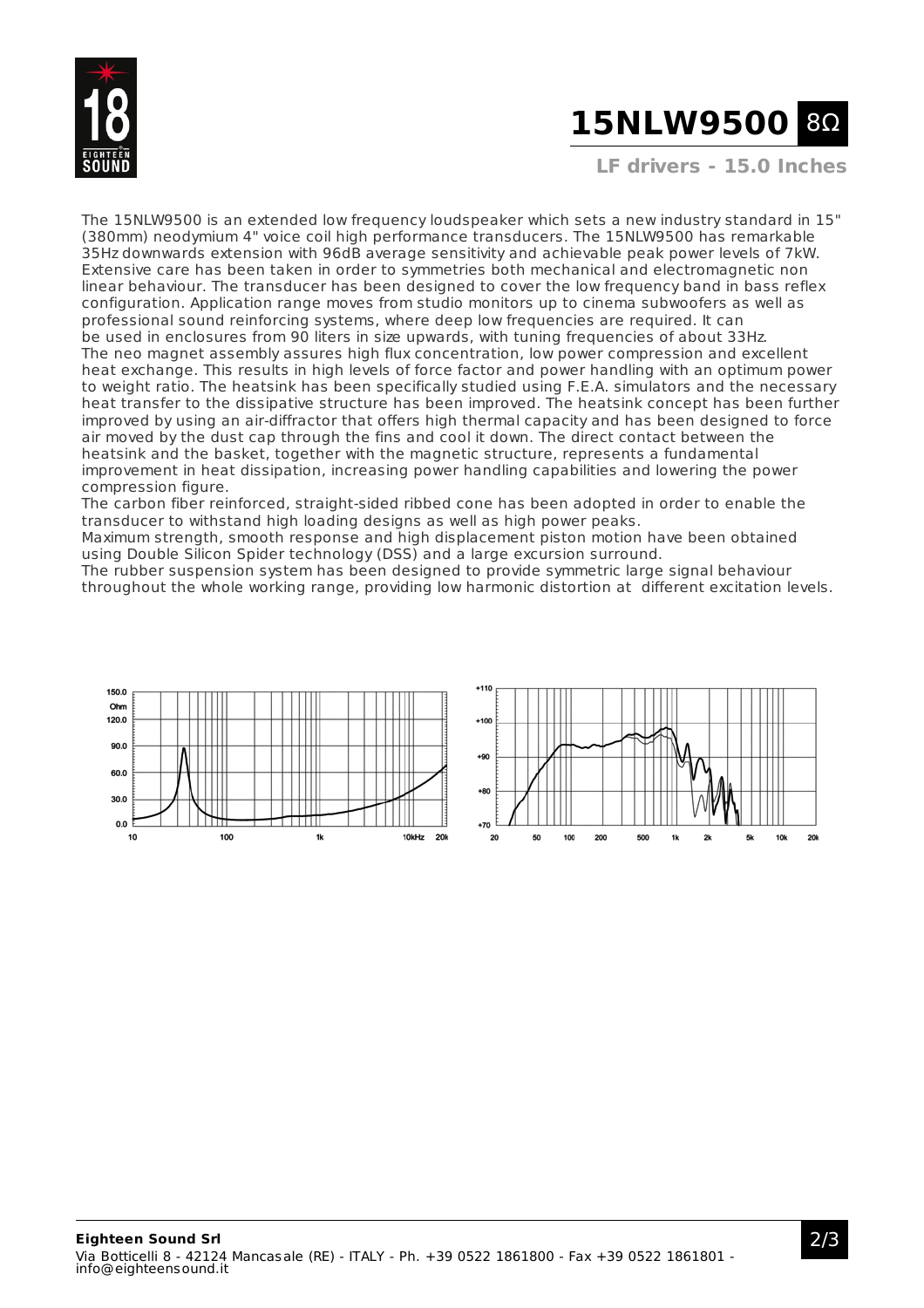# 15NLW9500 8Ω

**LF drivers - 15.0 Inches**

The 15NLW9500 is an extended low frequency loudspeaker which sets a new industry standard in 15" (380mm) neodymium 4" voice coil high performance transducers. The 15NLW9500 has remarkable 35Hz downwards extension with 96dB average sensitivity and achievable peak power levels of 7kW. Extensive care has been taken in order to symmetries both mechanical and electromagnetic non linear behaviour. The transducer has been designed to cover the low frequency band in bass reflex configuration. Application range moves from studio monitors up to cinema subwoofers as well as professional sound reinforcing systems, where deep low frequencies are required. It can be used in enclosures from 90 liters in size upwards, with tuning frequencies of about 33Hz.
The neo magnet assembly assures high flux concentration, low power compression and excellent heat exchange. This results in high levels of force factor and power handling with an optimum power to weight ratio. The heatsink has been specifically studied using F.E.A. simulators and the necessary heat transfer to the dissipative structure has been improved. The heatsink concept has been further improved by using an air-diffractor that offers high thermal capacity and has been designed to force air moved by the dust cap through the fins and cool it down. The direct contact between the heatsink and the basket, together with the magnetic structure, represents a fundamental improvement in heat dissipation, increasing power handling capabilities and lowering the power compression figure.
The carbon fiber reinforced, straight-sided ribbed cone has been adopted in order to enable the transducer to withstand high loading designs as well as high power peaks.
Maximum strength, smooth response and high displacement piston motion have been obtained using Double Silicon Spider technology (DSS) and a large excursion surround.
The rubber suspension system has been designed to provide symmetric large signal behaviour throughout the whole working range, providing low harmonic distortion at different excitation levels.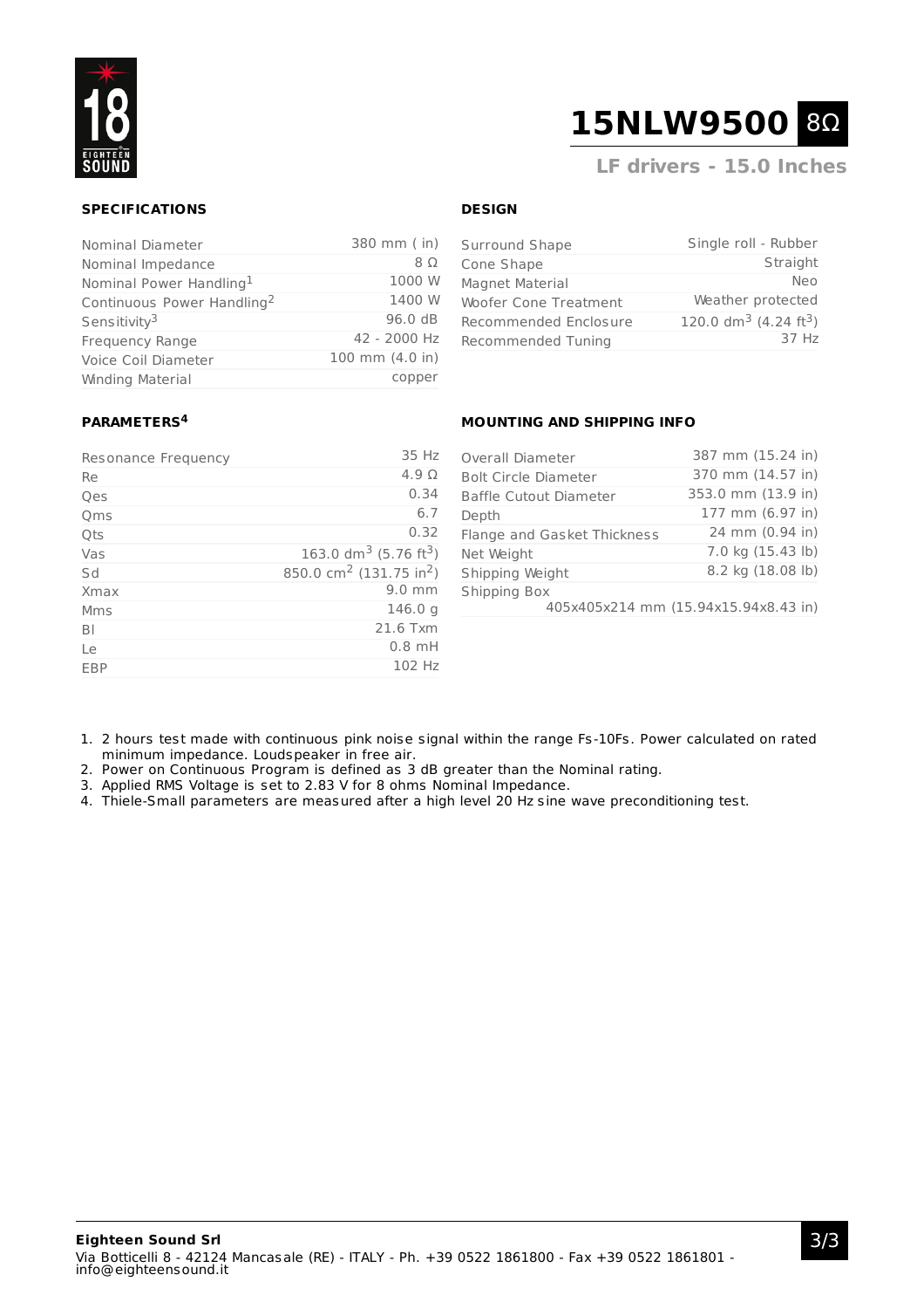# 15NLW9500 8Ω

## LF drivers - 15.0 Inches

### SPECIFICATIONS

| | |
|---|---|
| Nominal Diameter | 380 mm ( in) |
| Nominal Impedance | 8 Ω |
| Nominal Power Handling[1] | 1000 W |
| Continuous Power Handling[2] | 1400 W |
| Sensitivity[3] | 96.0 dB |
| Frequency Range | 42 - 2000 Hz |
| Voice Coil Diameter | 100 mm (4.0 in) |
| Winding Material | copper |

### DESIGN

| | |
|---|---|
| Surround Shape | Single roll - Rubber |
| Cone Shape | Straight |
| Magnet Material | Neo |
| Woofer Cone Treatment | Weather protected |
| Recommended Enclosure | 120.0 $dm^3$ (4.24 $ft^3$) |
| Recommended Tuning | 37 Hz |

### PARAMETERS[4]

| | |
|---|---|
| Resonance Frequency | 35 Hz |
| Re | 4.9 Ω |
| Qes | 0.34 |
| Qms | 6.7 |
| Qts | 0.32 |
| Vas | 163.0 $dm^3$ (5.76 $ft^3$) |
| Sd | 850.0 $cm^2$ (131.75 $in^2$) |
| Xmax | 9.0 mm |
| Mms | 146.0 g |
| Bl | 21.6 Txm |
| Le | 0.8 mH |
| EBP | 102 Hz |

### MOUNTING AND SHIPPING INFO

| | |
|---|---|
| Overall Diameter | 387 mm (15.24 in) |
| Bolt Circle Diameter | 370 mm (14.57 in) |
| Baffle Cutout Diameter | 353.0 mm (13.9 in) |
| Depth | 177 mm (6.97 in) |
| Flange and Gasket Thickness | 24 mm (0.94 in) |
| Net Weight | 7.0 kg (15.43 lb) |
| Shipping Weight | 8.2 kg (18.08 lb) |
| Shipping Box | 405x405x214 mm (15.94x15.94x8.43 in) |

1. 2 hours test made with continuous pink noise signal within the range Fs-10Fs. Power calculated on rated minimum impedance. Loudspeaker in free air.
2. Power on Continuous Program is defined as 3 dB greater than the Nominal rating.
3. Applied RMS Voltage is set to 2.83 V for 8 ohms Nominal Impedance.
4. Thiele-Small parameters are measured after a high level 20 Hz sine wave preconditioning test.

**Eighteen Sound Srl**
Via Botticelli 8 - 42124 Mancasale (RE) - ITALY - Ph. +39 0522 1861800 - Fax +39 0522 1861801 - info@eighteensound.it